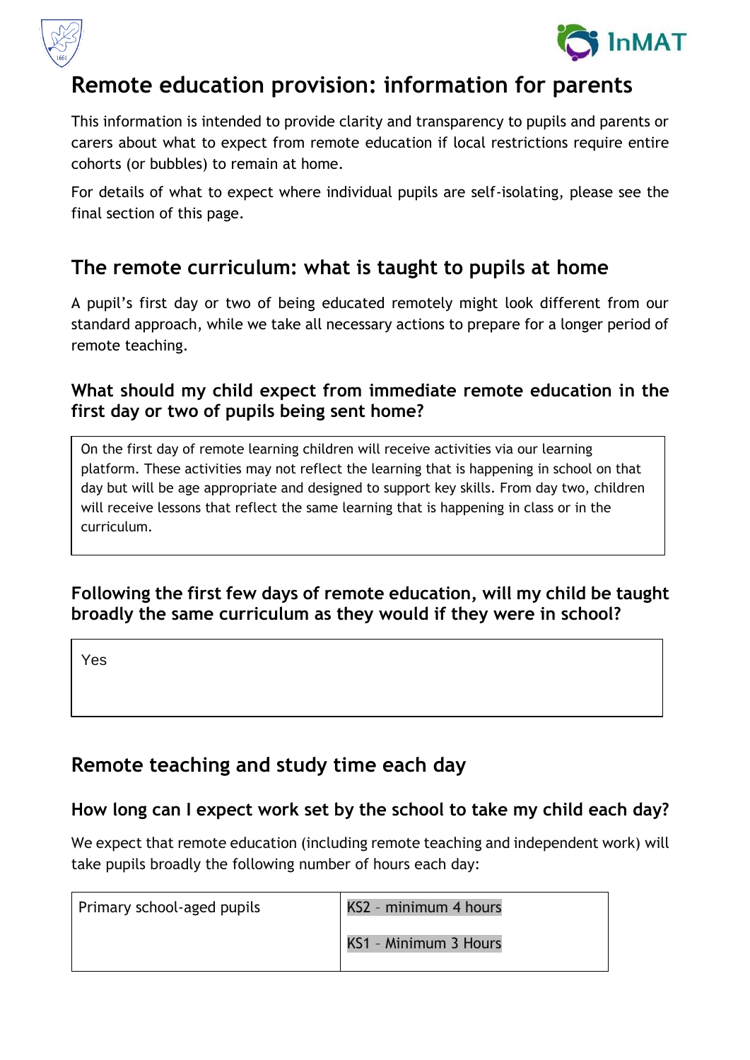# Remote education provision: information for parents

This information is intended to provide clarity and transparency to pupils and parents or carers about what to expect from remote education if local restrictions require entire cohorts (or bubbles) to remain at home.

For details of what to expect where individual pupils are self-isolating, please see the final section of this page.

## The remote curriculum: what is taught to pupils at home

A pupil's first day or two of being educated remotely might look different from our standard approach, while we take all necessary actions to prepare for a longer period of remote teaching.

### What should my child expect from immediate remote education in the first day or two of pupils being sent home?

On the first day of remote learning children will receive activities via our learning platform. These activities may not reflect the learning that is happening in school on that day but will be age appropriate and designed to support key skills. From day two, children will receive lessons that reflect the same learning that is happening in class or in the curriculum.

### Following the first few days of remote education, will my child be taught broadly the same curriculum as they would if they were in school?

Yes

## Remote teaching and study time each day

### How long can I expect work set by the school to take my child each day?

We expect that remote education (including remote teaching and independent work) will take pupils broadly the following number of hours each day:

| | |
|---|---|
| Primary school-aged pupils | KS2 – minimum 4 hours<br>KS1 – Minimum 3 Hours |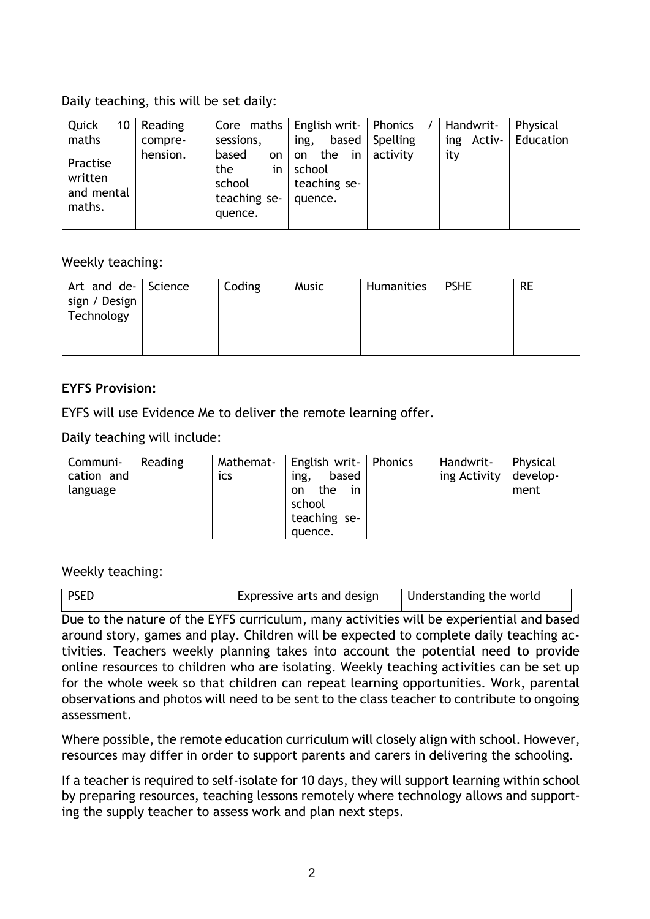Daily teaching, this will be set daily:

| Quick 10 maths<br>Practise written and mental maths. | Reading comprehension. | Core maths sessions, based on the in school teaching sequence. | English writing, based on the in school teaching sequence. | Phonics / Spelling activity | Handwriting Activity | Physical Education |
|---|---|---|---|---|---|---|

Weekly teaching:

| Art and design / Design Technology | Science | Coding | Music | Humanities | PSHE | RE |
|---|---|---|---|---|---|---|

**EYFS Provision:**

EYFS will use Evidence Me to deliver the remote learning offer.

Daily teaching will include:

| Communication and language | Reading | Mathematics | English writing, based on the in school teaching sequence. | Phonics | Handwriting Activity | Physical development |
|---|---|---|---|---|---|---|

Weekly teaching:

| PSED | Expressive arts and design | Understanding the world |
|---|---|---|

Due to the nature of the EYFS curriculum, many activities will be experiential and based around story, games and play. Children will be expected to complete daily teaching activities. Teachers weekly planning takes into account the potential need to provide online resources to children who are isolating. Weekly teaching activities can be set up for the whole week so that children can repeat learning opportunities. Work, parental observations and photos will need to be sent to the class teacher to contribute to ongoing assessment.

Where possible, the remote education curriculum will closely align with school. However, resources may differ in order to support parents and carers in delivering the schooling.

If a teacher is required to self-isolate for 10 days, they will support learning within school by preparing resources, teaching lessons remotely where technology allows and supporting the supply teacher to assess work and plan next steps.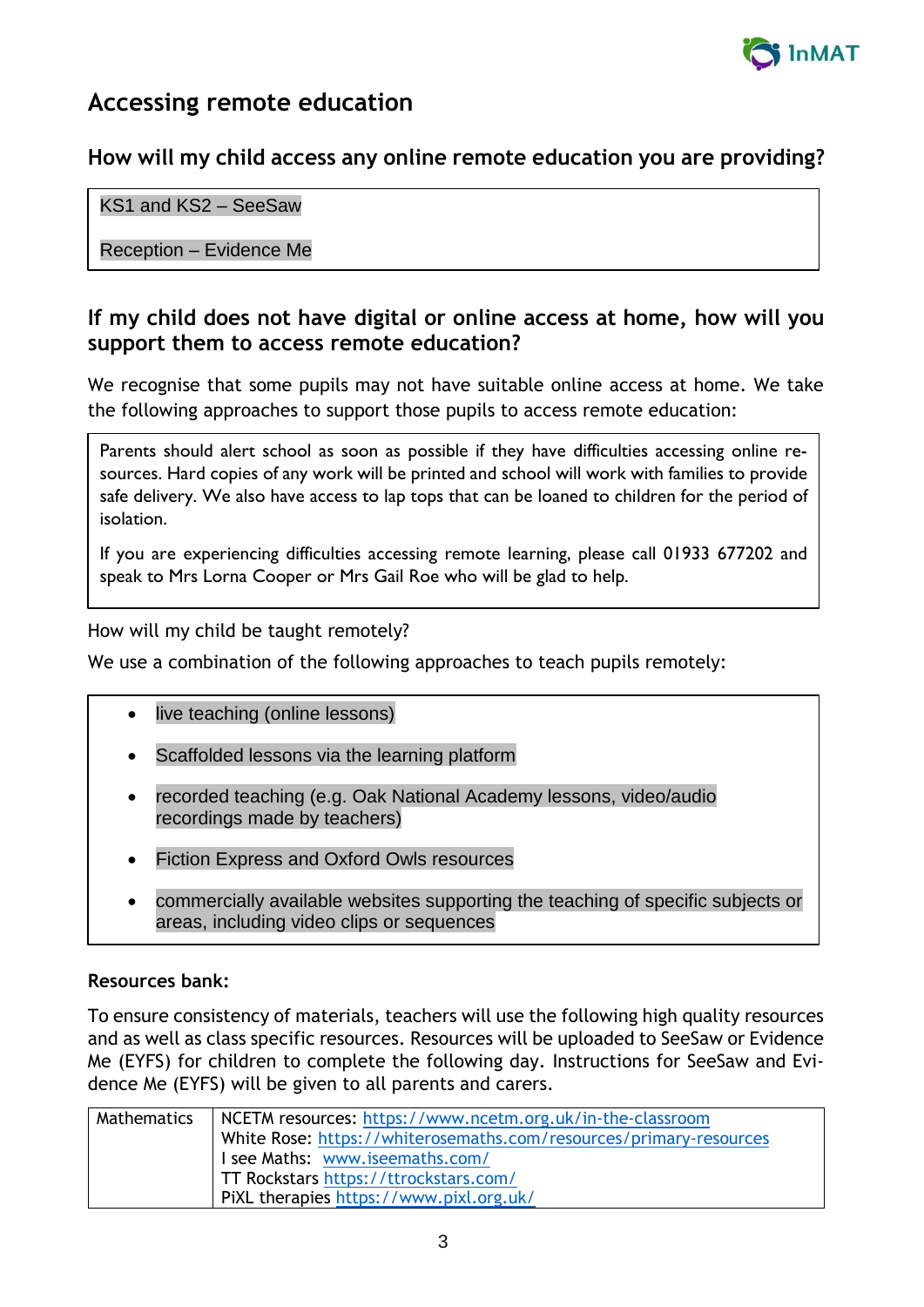# Accessing remote education

## How will my child access any online remote education you are providing?

KS1 and KS2 – SeeSaw

Reception – Evidence Me

## If my child does not have digital or online access at home, how will you support them to access remote education?

We recognise that some pupils may not have suitable online access at home. We take the following approaches to support those pupils to access remote education:

Parents should alert school as soon as possible if they have difficulties accessing online resources. Hard copies of any work will be printed and school will work with families to provide safe delivery. We also have access to lap tops that can be loaned to children for the period of isolation.

If you are experiencing difficulties accessing remote learning, please call 01933 677202 and speak to Mrs Lorna Cooper or Mrs Gail Roe who will be glad to help.

How will my child be taught remotely?

We use a combination of the following approaches to teach pupils remotely:

- live teaching (online lessons)
- Scaffolded lessons via the learning platform
- recorded teaching (e.g. Oak National Academy lessons, video/audio recordings made by teachers)
- Fiction Express and Oxford Owls resources
- commercially available websites supporting the teaching of specific subjects or areas, including video clips or sequences

**Resources bank:**

To ensure consistency of materials, teachers will use the following high quality resources and as well as class specific resources. Resources will be uploaded to SeeSaw or Evidence Me (EYFS) for children to complete the following day. Instructions for SeeSaw and Evidence Me (EYFS) will be given to all parents and carers.

| | |
|---|---|
| Mathematics | NCETM resources: https://www.ncetm.org.uk/in-the-classroom<br>White Rose: https://whiterosemaths.com/resources/primary-resources<br>I see Maths: www.iseemaths.com/<br>TT Rockstars https://ttrockstars.com/<br>PiXL therapies https://www.pixl.org.uk/ |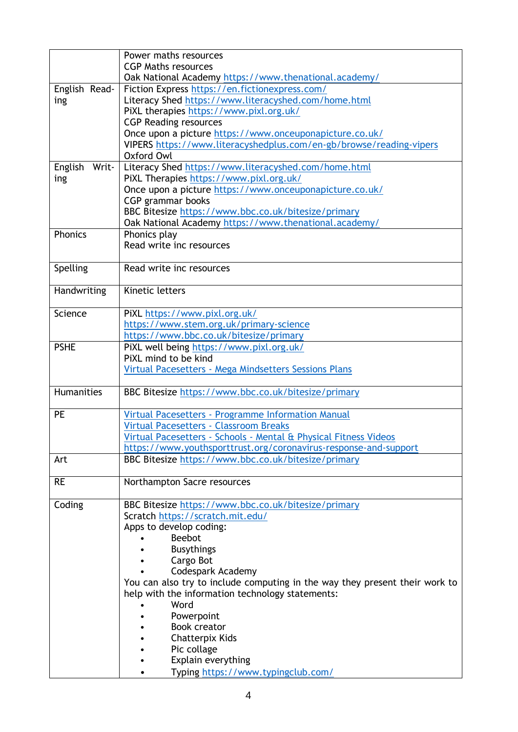| | |
|---|---|
| | Power maths resources<br>CGP Maths resources<br>Oak National Academy https://www.thenational.academy/ |
| English Reading | Fiction Express https://en.fictionexpress.com/<br>Literacy Shed https://www.literacyshed.com/home.html<br>PiXL therapies https://www.pixl.org.uk/<br>CGP Reading resources<br>Once upon a picture https://www.onceuponapicture.co.uk/<br>VIPERS https://www.literacyshedplus.com/en-gb/browse/reading-vipers<br>Oxford Owl |
| English Writing | Literacy Shed https://www.literacyshed.com/home.html<br>PiXL Therapies https://www.pixl.org.uk/<br>Once upon a picture https://www.onceuponapicture.co.uk/<br>CGP grammar books<br>BBC Bitesize https://www.bbc.co.uk/bitesize/primary<br>Oak National Academy https://www.thenational.academy/ |
| Phonics | Phonics play<br>Read write inc resources |
| Spelling | Read write inc resources |
| Handwriting | Kinetic letters |
| Science | PiXL https://www.pixl.org.uk/<br>https://www.stem.org.uk/primary-science<br>https://www.bbc.co.uk/bitesize/primary |
| PSHE | PiXL well being https://www.pixl.org.uk/<br>PiXL mind to be kind<br>Virtual Pacesetters - Mega Mindsetters Sessions Plans |
| Humanities | BBC Bitesize https://www.bbc.co.uk/bitesize/primary |
| PE | Virtual Pacesetters - Programme Information Manual<br>Virtual Pacesetters - Classroom Breaks<br>Virtual Pacesetters - Schools - Mental & Physical Fitness Videos<br>https://www.youthsporttrust.org/coronavirus-response-and-support |
| Art | BBC Bitesize https://www.bbc.co.uk/bitesize/primary |
| RE | Northampton Sacre resources |
| Coding | BBC Bitesize https://www.bbc.co.uk/bitesize/primary<br>Scratch https://scratch.mit.edu/<br>Apps to develop coding:<br>• Beebot<br>• Busythings<br>• Cargo Bot<br>• Codespark Academy<br>You can also try to include computing in the way they present their work to help with the information technology statements:<br>• Word<br>• Powerpoint<br>• Book creator<br>• Chatterpix Kids<br>• Pic collage<br>• Explain everything<br>• Typing https://www.typingclub.com/ |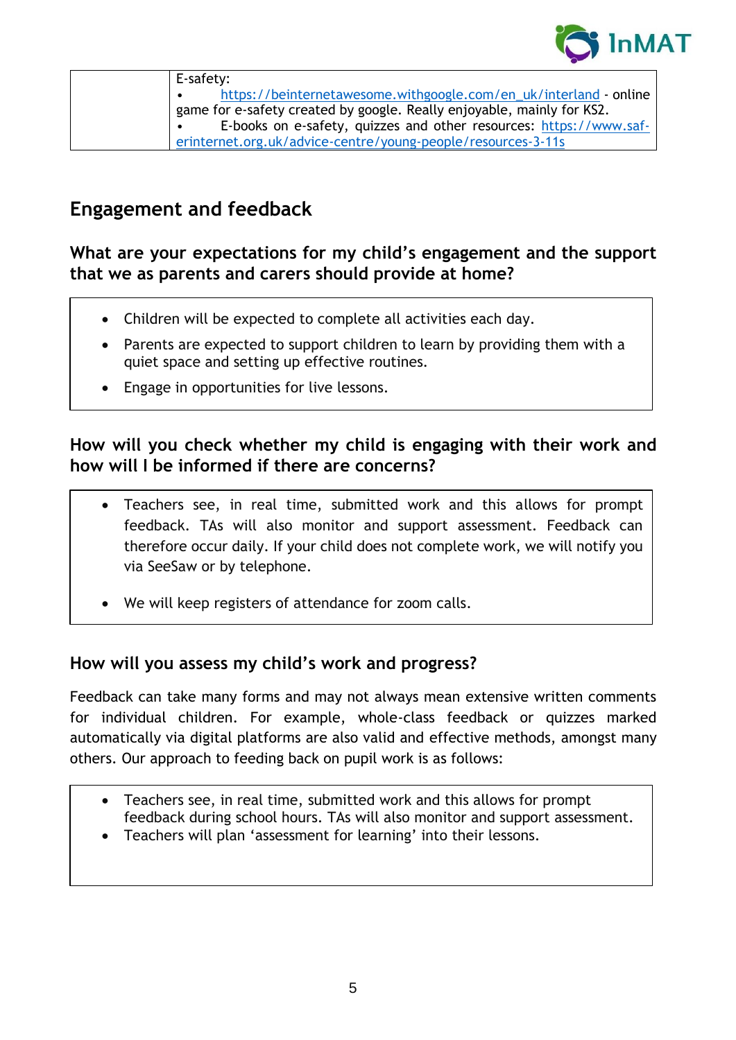| | E-safety:<br>• https://beinternetawesome.withgoogle.com/en_uk/interland - online game for e-safety created by google. Really enjoyable, mainly for KS2.<br>• E-books on e-safety, quizzes and other resources: https://www.saferinternet.org.uk/advice-centre/young-people/resources-3-11s |
|---|---|

## Engagement and feedback

### What are your expectations for my child's engagement and the support that we as parents and carers should provide at home?

- Children will be expected to complete all activities each day.
- Parents are expected to support children to learn by providing them with a quiet space and setting up effective routines.
- Engage in opportunities for live lessons.

### How will you check whether my child is engaging with their work and how will I be informed if there are concerns?

- Teachers see, in real time, submitted work and this allows for prompt feedback. TAs will also monitor and support assessment. Feedback can therefore occur daily. If your child does not complete work, we will notify you via SeeSaw or by telephone.
- We will keep registers of attendance for zoom calls.

### How will you assess my child's work and progress?

Feedback can take many forms and may not always mean extensive written comments for individual children. For example, whole-class feedback or quizzes marked automatically via digital platforms are also valid and effective methods, amongst many others. Our approach to feeding back on pupil work is as follows:

- Teachers see, in real time, submitted work and this allows for prompt feedback during school hours. TAs will also monitor and support assessment.
- Teachers will plan 'assessment for learning' into their lessons.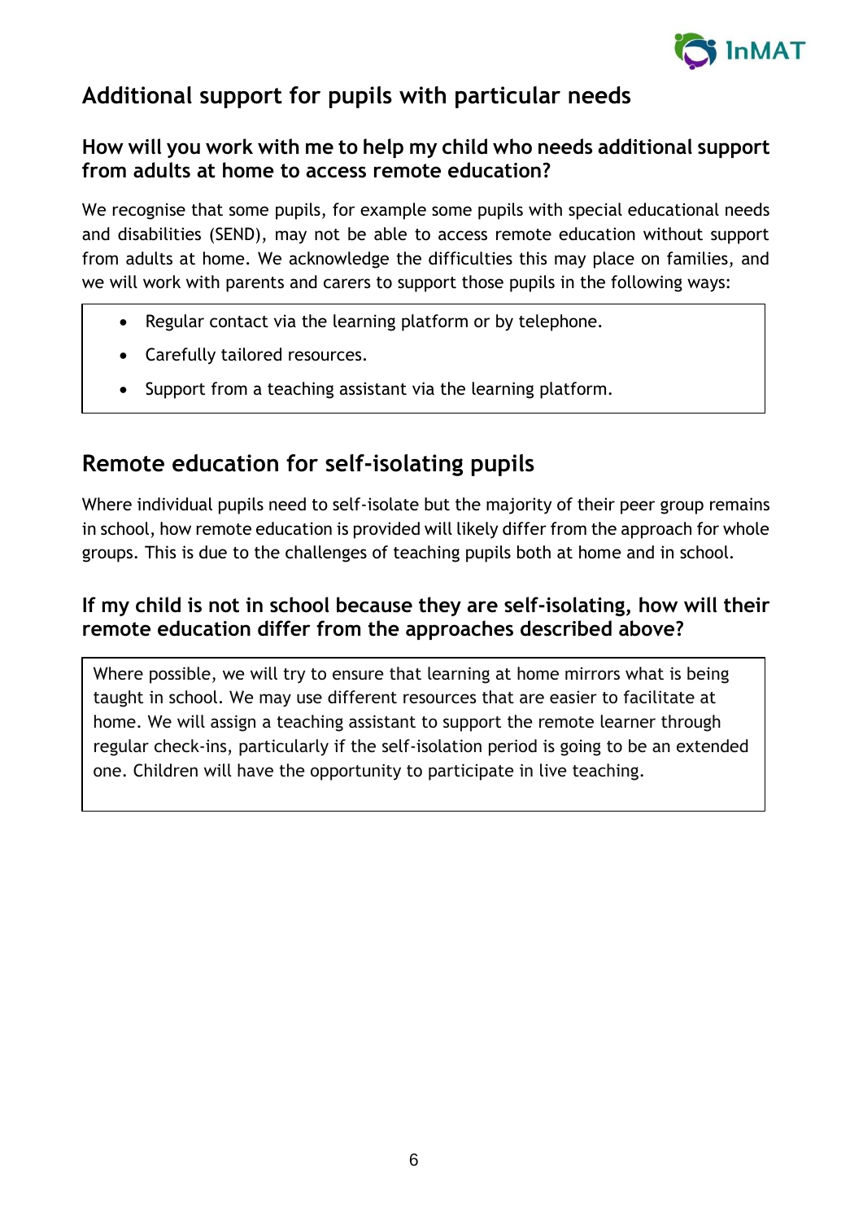## Additional support for pupils with particular needs

### How will you work with me to help my child who needs additional support from adults at home to access remote education?

We recognise that some pupils, for example some pupils with special educational needs and disabilities (SEND), may not be able to access remote education without support from adults at home. We acknowledge the difficulties this may place on families, and we will work with parents and carers to support those pupils in the following ways:

- Regular contact via the learning platform or by telephone.
- Carefully tailored resources.
- Support from a teaching assistant via the learning platform.

## Remote education for self-isolating pupils

Where individual pupils need to self-isolate but the majority of their peer group remains in school, how remote education is provided will likely differ from the approach for whole groups. This is due to the challenges of teaching pupils both at home and in school.

### If my child is not in school because they are self-isolating, how will their remote education differ from the approaches described above?

Where possible, we will try to ensure that learning at home mirrors what is being taught in school. We may use different resources that are easier to facilitate at home. We will assign a teaching assistant to support the remote learner through regular check-ins, particularly if the self-isolation period is going to be an extended one. Children will have the opportunity to participate in live teaching.